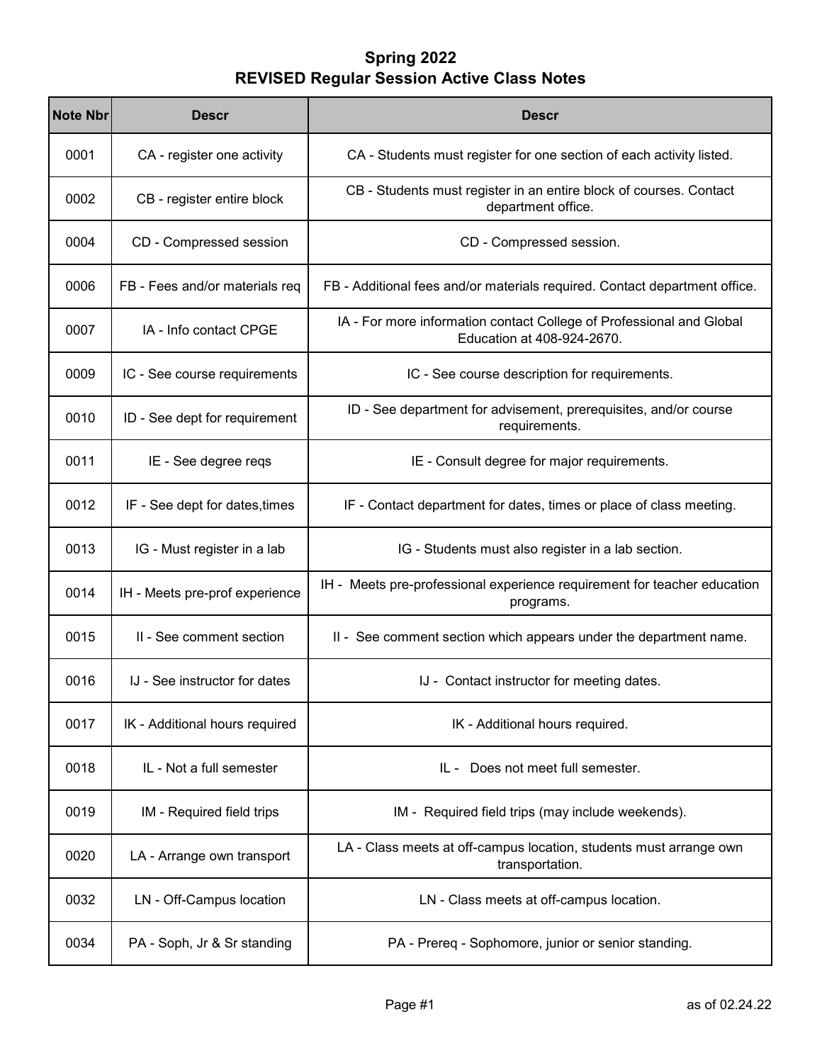# Spring 2022
## REVISED Regular Session Active Class Notes

| Note Nbr | Descr | Descr |
|---|---|---|
| 0001 | CA - register one activity | CA - Students must register for one section of each activity listed. |
| 0002 | CB - register entire block | CB - Students must register in an entire block of courses. Contact department office. |
| 0004 | CD - Compressed session | CD - Compressed session. |
| 0006 | FB - Fees and/or materials req | FB - Additional fees and/or materials required. Contact department office. |
| 0007 | IA - Info contact CPGE | IA - For more information contact College of Professional and Global Education at 408-924-2670. |
| 0009 | IC - See course requirements | IC - See course description for requirements. |
| 0010 | ID - See dept for requirement | ID - See department for advisement, prerequisites, and/or course requirements. |
| 0011 | IE - See degree reqs | IE - Consult degree for major requirements. |
| 0012 | IF - See dept for dates,times | IF - Contact department for dates, times or place of class meeting. |
| 0013 | IG - Must register in a lab | IG - Students must also register in a lab section. |
| 0014 | IH - Meets pre-prof experience | IH - Meets pre-professional experience requirement for teacher education programs. |
| 0015 | II - See comment section | II - See comment section which appears under the department name. |
| 0016 | IJ - See instructor for dates | IJ - Contact instructor for meeting dates. |
| 0017 | IK - Additional hours required | IK - Additional hours required. |
| 0018 | IL - Not a full semester | IL - Does not meet full semester. |
| 0019 | IM - Required field trips | IM - Required field trips (may include weekends). |
| 0020 | LA - Arrange own transport | LA - Class meets at off-campus location, students must arrange own transportation. |
| 0032 | LN - Off-Campus location | LN - Class meets at off-campus location. |
| 0034 | PA - Soph, Jr & Sr standing | PA - Prereq - Sophomore, junior or senior standing. |

as of 02.24.22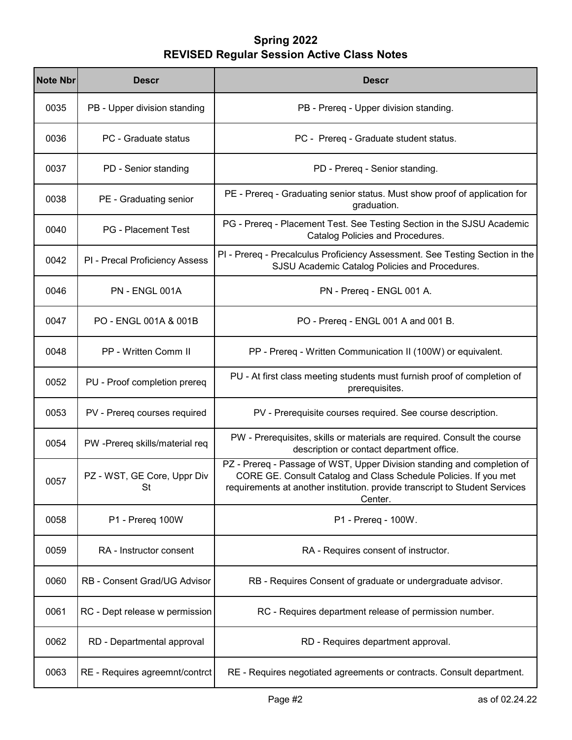# Spring 2022
## REVISED Regular Session Active Class Notes

| Note Nbr | Descr | Descr |
|---|---|---|
| 0035 | PB - Upper division standing | PB - Prereq - Upper division standing. |
| 0036 | PC - Graduate status | PC -  Prereq - Graduate student status. |
| 0037 | PD - Senior standing | PD - Prereq - Senior standing. |
| 0038 | PE - Graduating senior | PE - Prereq - Graduating senior status. Must show proof of application for graduation. |
| 0040 | PG - Placement Test | PG - Prereq - Placement Test. See Testing Section in the SJSU Academic Catalog Policies and Procedures. |
| 0042 | PI - Precal Proficiency Assess | PI - Prereq - Precalculus Proficiency Assessment. See Testing Section in the SJSU Academic Catalog Policies and Procedures. |
| 0046 | PN - ENGL 001A | PN - Prereq - ENGL 001 A. |
| 0047 | PO - ENGL 001A & 001B | PO - Prereq - ENGL 001 A and 001 B. |
| 0048 | PP - Written Comm II | PP - Prereq - Written Communication II (100W) or equivalent. |
| 0052 | PU - Proof completion prereq | PU - At first class meeting students must furnish proof of completion of prerequisites. |
| 0053 | PV - Prereq courses required | PV - Prerequisite courses required. See course description. |
| 0054 | PW -Prereq skills/material req | PW - Prerequisites, skills or materials are required. Consult the course description or contact department office. |
| 0057 | PZ - WST, GE Core, Uppr Div St | PZ - Prereq - Passage of WST, Upper Division standing and completion of CORE GE. Consult Catalog and Class Schedule Policies. If you met requirements at another institution. provide transcript to Student Services Center. |
| 0058 | P1 - Prereq 100W | P1 - Prereq - 100W. |
| 0059 | RA - Instructor consent | RA - Requires consent of instructor. |
| 0060 | RB - Consent Grad/UG Advisor | RB - Requires Consent of graduate or undergraduate advisor. |
| 0061 | RC - Dept release w permission | RC - Requires department release of permission number. |
| 0062 | RD - Departmental approval | RD - Requires department approval. |
| 0063 | RE - Requires agreemnt/contrct | RE - Requires negotiated agreements or contracts. Consult department. |

as of 02.24.22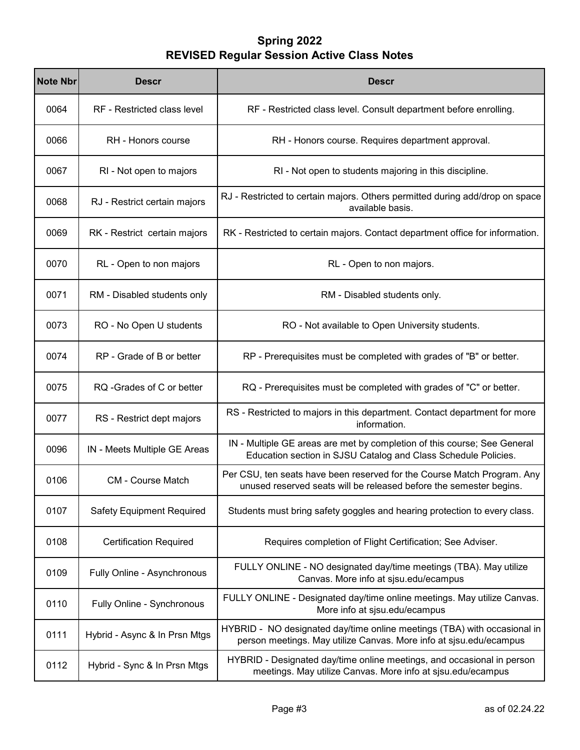# Spring 2022
## REVISED Regular Session Active Class Notes

| Note Nbr | Descr | Descr |
|---|---|---|
| 0064 | RF - Restricted class level | RF - Restricted class level. Consult department before enrolling. |
| 0066 | RH - Honors course | RH - Honors course. Requires department approval. |
| 0067 | RI - Not open to majors | RI - Not open to students majoring in this discipline. |
| 0068 | RJ - Restrict certain majors | RJ - Restricted to certain majors. Others permitted during add/drop on space available basis. |
| 0069 | RK - Restrict certain majors | RK - Restricted to certain majors. Contact department office for information. |
| 0070 | RL - Open to non majors | RL - Open to non majors. |
| 0071 | RM - Disabled students only | RM - Disabled students only. |
| 0073 | RO - No Open U students | RO - Not available to Open University students. |
| 0074 | RP - Grade of B or better | RP - Prerequisites must be completed with grades of "B" or better. |
| 0075 | RQ -Grades of C or better | RQ - Prerequisites must be completed with grades of "C" or better. |
| 0077 | RS - Restrict dept majors | RS - Restricted to majors in this department. Contact department for more information. |
| 0096 | IN - Meets Multiple GE Areas | IN - Multiple GE areas are met by completion of this course; See General Education section in SJSU Catalog and Class Schedule Policies. |
| 0106 | CM - Course Match | Per CSU, ten seats have been reserved for the Course Match Program. Any unused reserved seats will be released before the semester begins. |
| 0107 | Safety Equipment Required | Students must bring safety goggles and hearing protection to every class. |
| 0108 | Certification Required | Requires completion of Flight Certification; See Adviser. |
| 0109 | Fully Online - Asynchronous | FULLY ONLINE - NO designated day/time meetings (TBA). May utilize Canvas. More info at sjsu.edu/ecampus |
| 0110 | Fully Online - Synchronous | FULLY ONLINE - Designated day/time online meetings. May utilize Canvas. More info at sjsu.edu/ecampus |
| 0111 | Hybrid - Async & In Prsn Mtgs | HYBRID - NO designated day/time online meetings (TBA) with occasional in person meetings. May utilize Canvas. More info at sjsu.edu/ecampus |
| 0112 | Hybrid - Sync & In Prsn Mtgs | HYBRID - Designated day/time online meetings, and occasional in person meetings. May utilize Canvas. More info at sjsu.edu/ecampus |

as of 02.24.22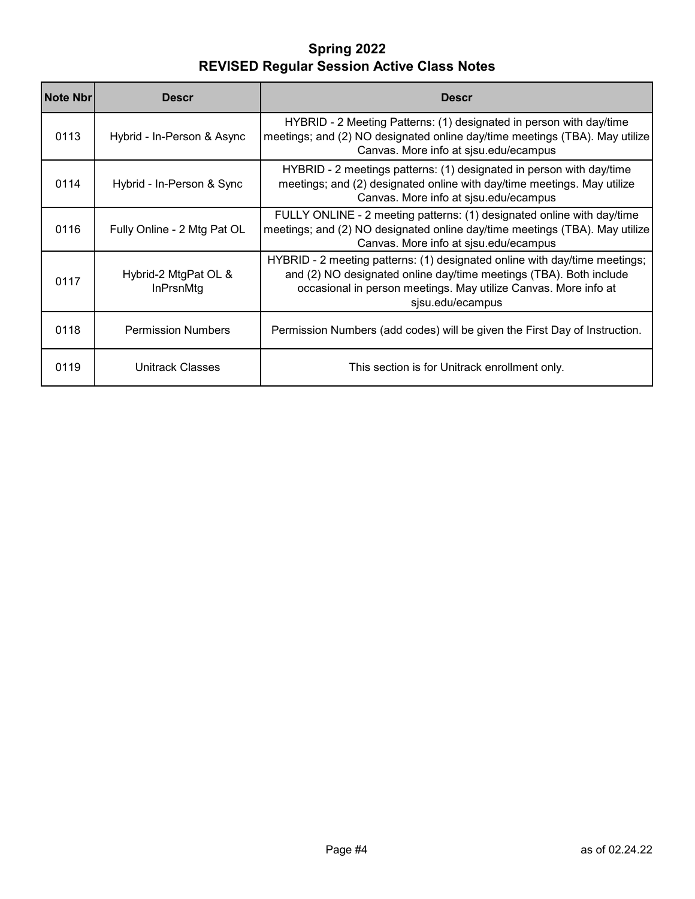# Spring 2022
## REVISED Regular Session Active Class Notes

| Note Nbr | Descr | Descr |
|---|---|---|
| 0113 | Hybrid - In-Person & Async | HYBRID - 2 Meeting Patterns: (1) designated in person with day/time meetings; and (2) NO designated online day/time meetings (TBA). May utilize Canvas. More info at sjsu.edu/ecampus |
| 0114 | Hybrid - In-Person & Sync | HYBRID - 2 meetings patterns: (1) designated in person with day/time meetings; and (2) designated online with day/time meetings. May utilize Canvas. More info at sjsu.edu/ecampus |
| 0116 | Fully Online - 2 Mtg Pat OL | FULLY ONLINE - 2 meeting patterns: (1) designated online with day/time meetings; and (2) NO designated online day/time meetings (TBA). May utilize Canvas. More info at sjsu.edu/ecampus |
| 0117 | Hybrid-2 MtgPat OL & InPrsnMtg | HYBRID - 2 meeting patterns: (1) designated online with day/time meetings; and (2) NO designated online day/time meetings (TBA). Both include occasional in person meetings. May utilize Canvas. More info at sjsu.edu/ecampus |
| 0118 | Permission Numbers | Permission Numbers (add codes) will be given the First Day of Instruction. |
| 0119 | Unitrack Classes | This section is for Unitrack enrollment only. |

as of 02.24.22